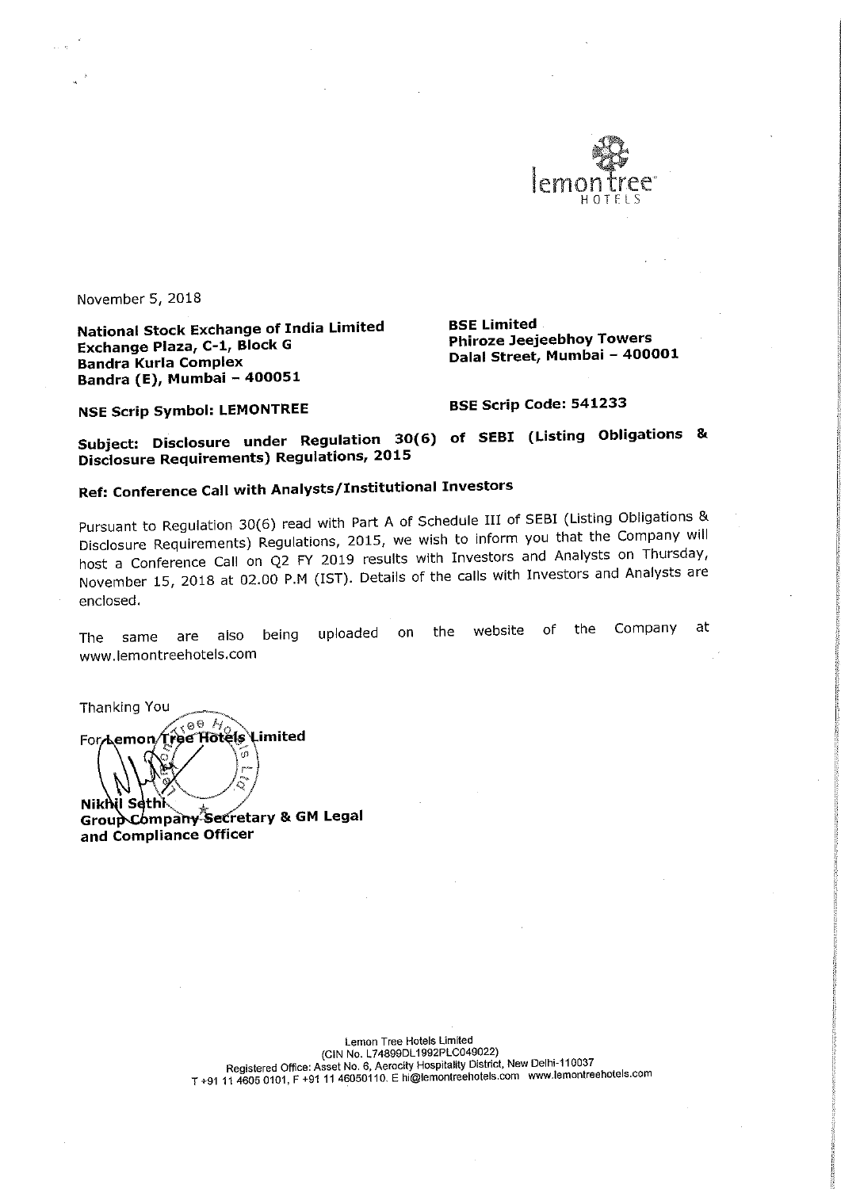November 5, 2018

**National Stock Exchange of India Limited**
**Exchange Plaza, C-1, Block G**
**Bandra Kurla Complex**
**Bandra (E), Mumbai – 400051**

**BSE Limited**
**Phiroze Jeejeebhoy Towers**
**Dalal Street, Mumbai – 400001**

**NSE Scrip Symbol: LEMONTREE**

**BSE Scrip Code: 541233**

**Subject: Disclosure under Regulation 30(6) of SEBI (Listing Obligations & Disclosure Requirements) Regulations, 2015**

**Ref: Conference Call with Analysts/Institutional Investors**

Pursuant to Regulation 30(6) read with Part A of Schedule III of SEBI (Listing Obligations & Disclosure Requirements) Regulations, 2015, we wish to inform you that the Company will host a Conference Call on Q2 FY 2019 results with Investors and Analysts on Thursday, November 15, 2018 at 02.00 P.M (IST). Details of the calls with Investors and Analysts are enclosed.

The same are also being uploaded on the website of the Company at www.lemontreehotels.com

Thanking You

**For Lemon Tree Hotels Limited**

**Nikhil Sethi**
**Group Company Secretary & GM Legal and Compliance Officer**

Lemon Tree Hotels Limited
(CIN No. L74899DL1992PLC049022)
Registered Office: Asset No. 6, Aerocity Hospitality District, New Delhi-110037
T +91 11 4605 0101, F +91 11 46050110. E hi@lemontreehotels.com www.lemontreehotels.com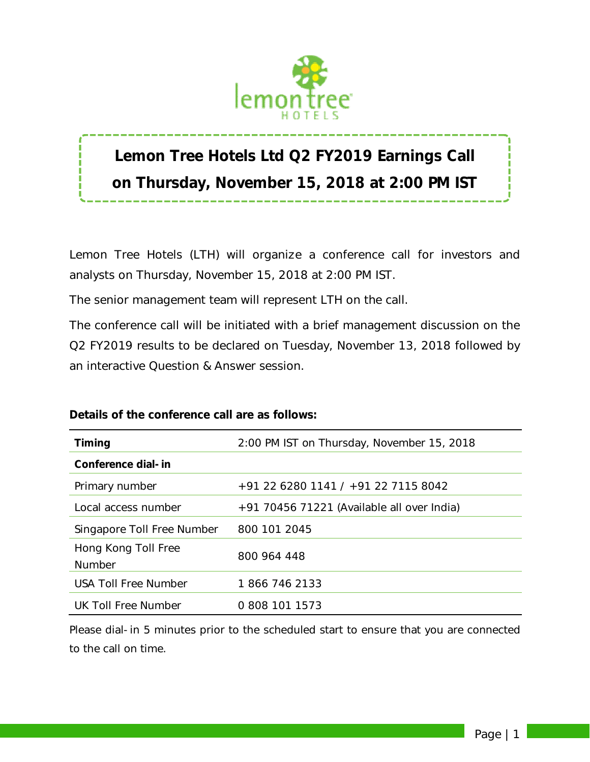# Lemon Tree Hotels Ltd Q2 FY2019 Earnings Call on Thursday, November 15, 2018 at 2:00 PM IST

Lemon Tree Hotels (LTH) will organize a conference call for investors and analysts on Thursday, November 15, 2018 at 2:00 PM IST.

The senior management team will represent LTH on the call.

The conference call will be initiated with a brief management discussion on the Q2 FY2019 results to be declared on Tuesday, November 13, 2018 followed by an interactive Question & Answer session.

**Details of the conference call are as follows:**

| **Timing** | 2:00 PM IST on Thursday, November 15, 2018 |
|---|---|
| **Conference dial-in** | |
| Primary number | +91 22 6280 1141 / +91 22 7115 8042 |
| Local access number | +91 70456 71221 (Available all over India) |
| Singapore Toll Free Number | 800 101 2045 |
| Hong Kong Toll Free Number | 800 964 448 |
| USA Toll Free Number | 1 866 746 2133 |
| UK Toll Free Number | 0 808 101 1573 |

Please dial-in 5 minutes prior to the scheduled start to ensure that you are connected to the call on time.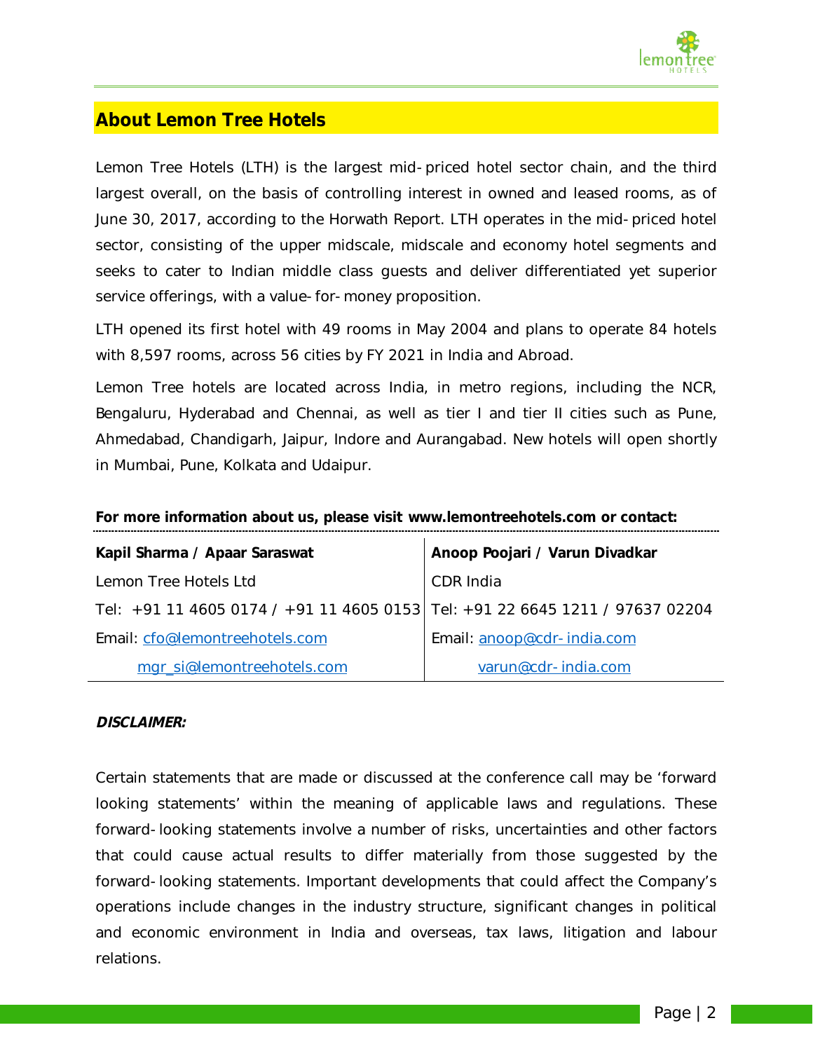## About Lemon Tree Hotels

Lemon Tree Hotels (LTH) is the largest mid-priced hotel sector chain, and the third largest overall, on the basis of controlling interest in owned and leased rooms, as of June 30, 2017, according to the Horwath Report. LTH operates in the mid-priced hotel sector, consisting of the upper midscale, midscale and economy hotel segments and seeks to cater to Indian middle class guests and deliver differentiated yet superior service offerings, with a value-for-money proposition.

LTH opened its first hotel with 49 rooms in May 2004 and plans to operate 84 hotels with 8,597 rooms, across 56 cities by FY 2021 in India and Abroad.

Lemon Tree hotels are located across India, in metro regions, including the NCR, Bengaluru, Hyderabad and Chennai, as well as tier I and tier II cities such as Pune, Ahmedabad, Chandigarh, Jaipur, Indore and Aurangabad. New hotels will open shortly in Mumbai, Pune, Kolkata and Udaipur.

**For more information about us, please visit www.lemontreehotels.com or contact:**

| **Kapil Sharma / Apaar Saraswat** | **Anoop Poojari / Varun Divadkar** |
|---|---|
| Lemon Tree Hotels Ltd | CDR India |
| Tel: +91 11 4605 0174 / +91 11 4605 0153 | Tel: +91 22 6645 1211 / 97637 02204 |
| Email: cfo@lemontreehotels.com | Email: anoop@cdr-india.com |
| mgr_si@lemontreehotels.com | varun@cdr-india.com |

***DISCLAIMER:***

Certain statements that are made or discussed at the conference call may be 'forward looking statements' within the meaning of applicable laws and regulations. These forward-looking statements involve a number of risks, uncertainties and other factors that could cause actual results to differ materially from those suggested by the forward-looking statements. Important developments that could affect the Company's operations include changes in the industry structure, significant changes in political and economic environment in India and overseas, tax laws, litigation and labour relations.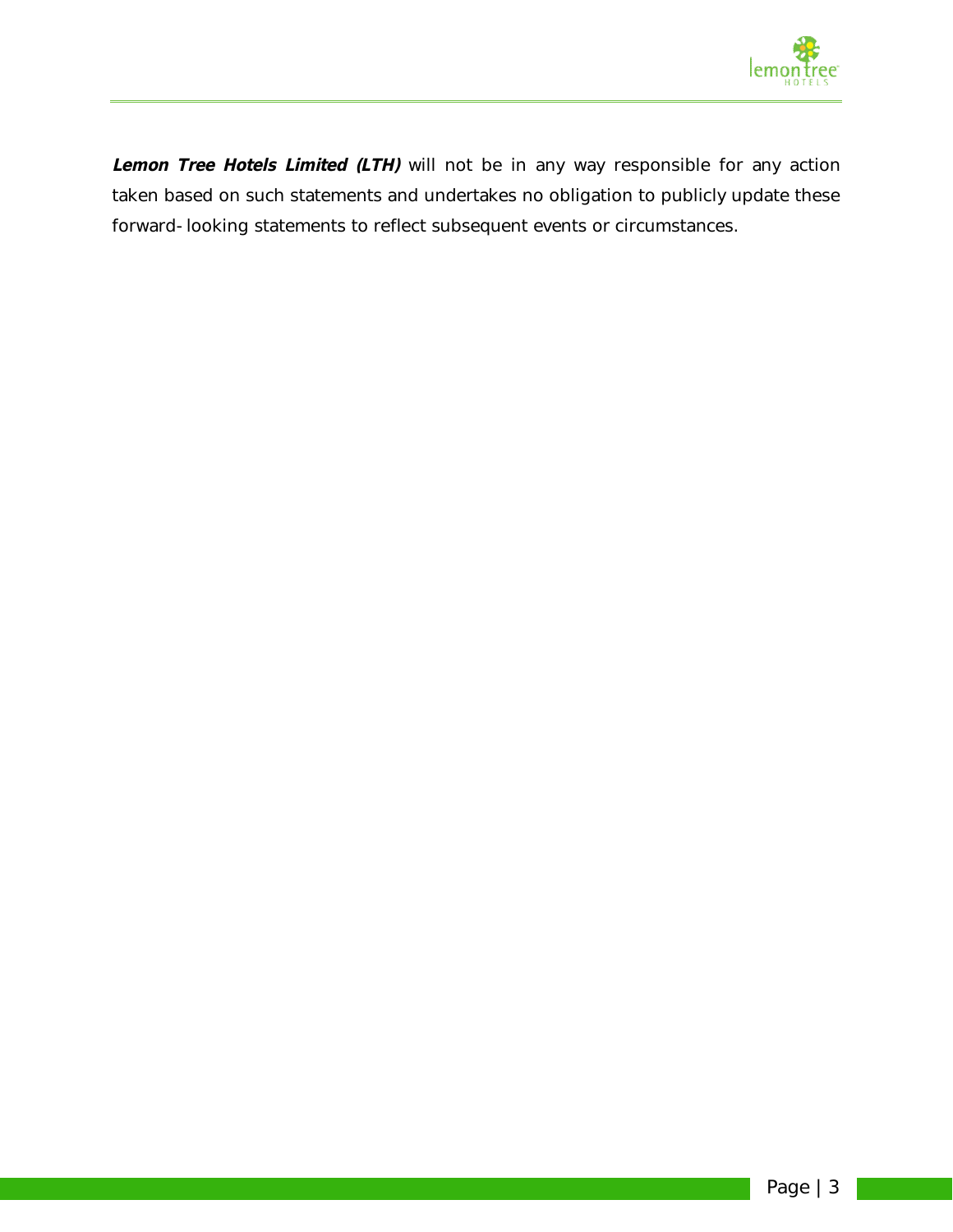***Lemon Tree Hotels Limited (LTH)*** will not be in any way responsible for any action taken based on such statements and undertakes no obligation to publicly update these forward- looking statements to reflect subsequent events or circumstances.